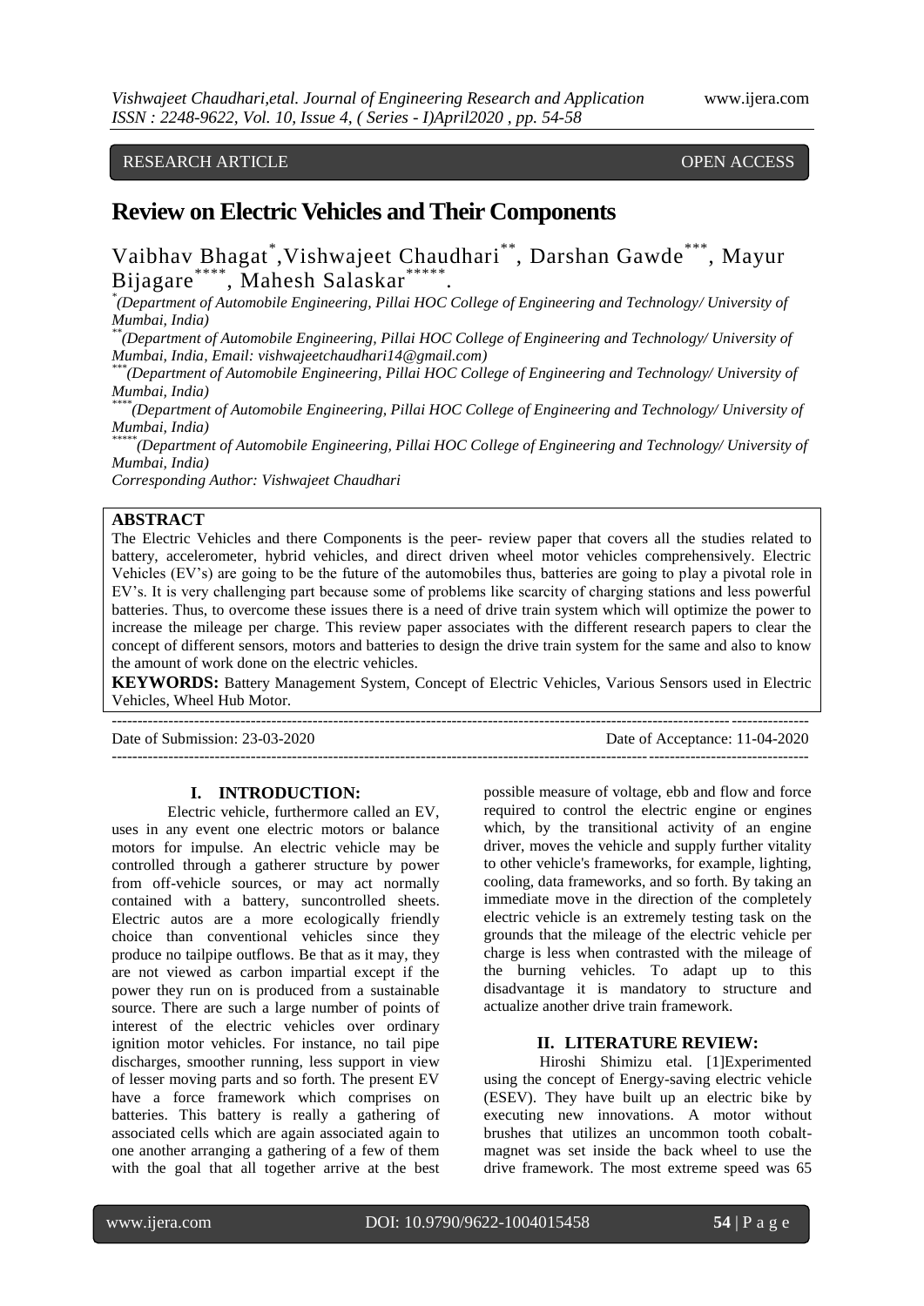RESEARCH ARTICLE OPEN ACCESS

# Review on Electric Vehicles and Their Components

Vaibhav Bhagat[*], Vishwajeet Chaudhari[**], Darshan Gawde[***], Mayur Bijagare[****], Mahesh Salaskar[*****].

[*] *(Department of Automobile Engineering, Pillai HOC College of Engineering and Technology/ University of Mumbai, India)*

[**] *(Department of Automobile Engineering, Pillai HOC College of Engineering and Technology/ University of Mumbai, India, Email: vishwajeetchaudhari14@gmail.com)*

[***] *(Department of Automobile Engineering, Pillai HOC College of Engineering and Technology/ University of Mumbai, India)*

[****] *(Department of Automobile Engineering, Pillai HOC College of Engineering and Technology/ University of Mumbai, India)*

[*****] *(Department of Automobile Engineering, Pillai HOC College of Engineering and Technology/ University of Mumbai, India)*

*Corresponding Author: Vishwajeet Chaudhari*

## ABSTRACT

The Electric Vehicles and there Components is the peer- review paper that covers all the studies related to battery, accelerometer, hybrid vehicles, and direct driven wheel motor vehicles comprehensively. Electric Vehicles (EV's) are going to be the future of the automobiles thus, batteries are going to play a pivotal role in EV's. It is very challenging part because some of problems like scarcity of charging stations and less powerful batteries. Thus, to overcome these issues there is a need of drive train system which will optimize the power to increase the mileage per charge. This review paper associates with the different research papers to clear the concept of different sensors, motors and batteries to design the drive train system for the same and also to know the amount of work done on the electric vehicles.

**KEYWORDS:** Battery Management System, Concept of Electric Vehicles, Various Sensors used in Electric Vehicles, Wheel Hub Motor.

---

Date of Submission: 23-03-2020 Date of Acceptance: 11-04-2020

---

## I. INTRODUCTION:

Electric vehicle, furthermore called an EV, uses in any event one electric motors or balance motors for impulse. An electric vehicle may be controlled through a gatherer structure by power from off-vehicle sources, or may act normally contained with a battery, suncontrolled sheets. Electric autos are a more ecologically friendly choice than conventional vehicles since they produce no tailpipe outflows. Be that as it may, they are not viewed as carbon impartial except if the power they run on is produced from a sustainable source. There are such a large number of points of interest of the electric vehicles over ordinary ignition motor vehicles. For instance, no tail pipe discharges, smoother running, less support in view of lesser moving parts and so forth. The present EV have a force framework which comprises on batteries. This battery is really a gathering of associated cells which are again associated again to one another arranging a gathering of a few of them with the goal that all together arrive at the best possible measure of voltage, ebb and flow and force required to control the electric engine or engines which, by the transitional activity of an engine driver, moves the vehicle and supply further vitality to other vehicle's frameworks, for example, lighting, cooling, data frameworks, and so forth. By taking an immediate move in the direction of the completely electric vehicle is an extremely testing task on the grounds that the mileage of the electric vehicle per charge is less when contrasted with the mileage of the burning vehicles. To adapt up to this disadvantage it is mandatory to structure and actualize another drive train framework.

## II. LITERATURE REVIEW:

Hiroshi Shimizu etal. [1]Experimented using the concept of Energy-saving electric vehicle (ESEV). They have built up an electric bike by executing new innovations. A motor without brushes that utilizes an uncommon tooth cobalt-magnet was set inside the back wheel to use the drive framework. The most extreme speed was 65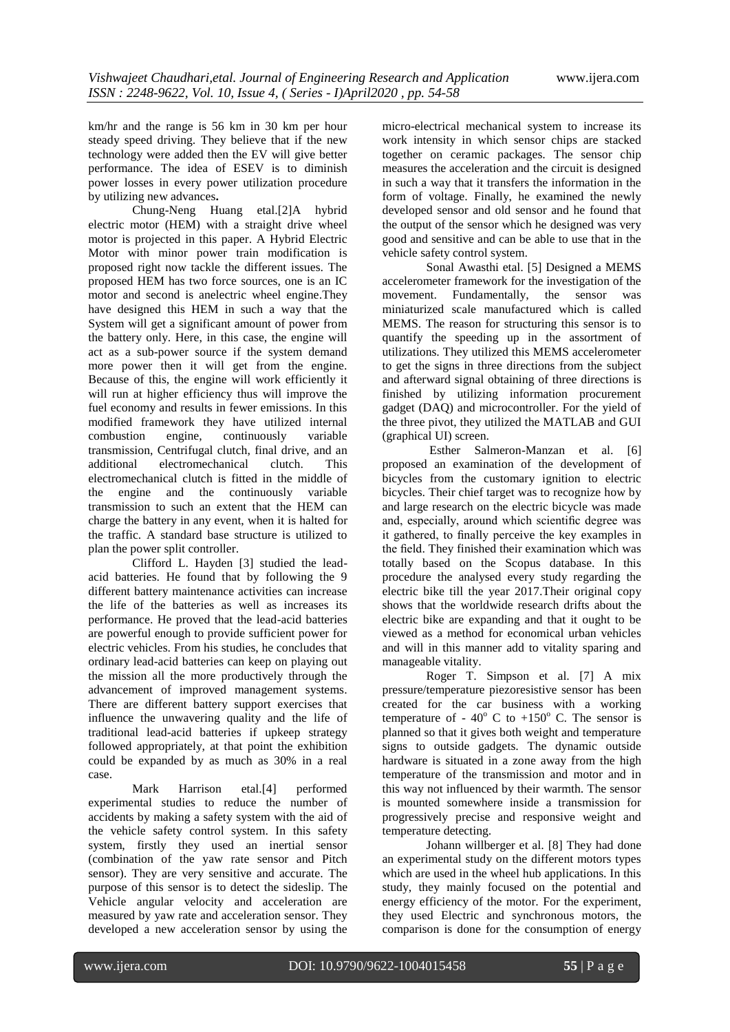km/hr and the range is 56 km in 30 km per hour steady speed driving. They believe that if the new technology were added then the EV will give better performance. The idea of ESEV is to diminish power losses in every power utilization procedure by utilizing new advances**.**

Chung-Neng Huang etal.[2]A hybrid electric motor (HEM) with a straight drive wheel motor is projected in this paper. A Hybrid Electric Motor with minor power train modification is proposed right now tackle the different issues. The proposed HEM has two force sources, one is an IC motor and second is anelectric wheel engine.They have designed this HEM in such a way that the System will get a significant amount of power from the battery only. Here, in this case, the engine will act as a sub-power source if the system demand more power then it will get from the engine. Because of this, the engine will work efficiently it will run at higher efficiency thus will improve the fuel economy and results in fewer emissions. In this modified framework they have utilized internal combustion engine, continuously variable transmission, Centrifugal clutch, final drive, and an additional electromechanical clutch. This electromechanical clutch is fitted in the middle of the engine and the continuously variable transmission to such an extent that the HEM can charge the battery in any event, when it is halted for the traffic. A standard base structure is utilized to plan the power split controller.

Clifford L. Hayden [3] studied the lead-acid batteries. He found that by following the 9 different battery maintenance activities can increase the life of the batteries as well as increases its performance. He proved that the lead-acid batteries are powerful enough to provide sufficient power for electric vehicles. From his studies, he concludes that ordinary lead-acid batteries can keep on playing out the mission all the more productively through the advancement of improved management systems. There are different battery support exercises that influence the unwavering quality and the life of traditional lead-acid batteries if upkeep strategy followed appropriately, at that point the exhibition could be expanded by as much as 30% in a real case.

Mark Harrison etal.[4] performed experimental studies to reduce the number of accidents by making a safety system with the aid of the vehicle safety control system. In this safety system, firstly they used an inertial sensor (combination of the yaw rate sensor and Pitch sensor). They are very sensitive and accurate. The purpose of this sensor is to detect the sideslip. The Vehicle angular velocity and acceleration are measured by yaw rate and acceleration sensor. They developed a new acceleration sensor by using the micro-electrical mechanical system to increase its work intensity in which sensor chips are stacked together on ceramic packages. The sensor chip measures the acceleration and the circuit is designed in such a way that it transfers the information in the form of voltage. Finally, he examined the newly developed sensor and old sensor and he found that the output of the sensor which he designed was very good and sensitive and can be able to use that in the vehicle safety control system.

Sonal Awasthi etal. [5] Designed a MEMS accelerometer framework for the investigation of the movement. Fundamentally, the sensor was miniaturized scale manufactured which is called MEMS. The reason for structuring this sensor is to quantify the speeding up in the assortment of utilizations. They utilized this MEMS accelerometer to get the signs in three directions from the subject and afterward signal obtaining of three directions is finished by utilizing information procurement gadget (DAQ) and microcontroller. For the yield of the three pivot, they utilized the MATLAB and GUI (graphical UI) screen.

Esther Salmeron-Manzan et al. [6] proposed an examination of the development of bicycles from the customary ignition to electric bicycles. Their chief target was to recognize how by and large research on the electric bicycle was made and, especially, around which scientific degree was it gathered, to finally perceive the key examples in the field. They finished their examination which was totally based on the Scopus database. In this procedure the analysed every study regarding the electric bike till the year 2017.Their original copy shows that the worldwide research drifts about the electric bike are expanding and that it ought to be viewed as a method for economical urban vehicles and will in this manner add to vitality sparing and manageable vitality.

Roger T. Simpson et al. [7] A mix pressure/temperature piezoresistive sensor has been created for the car business with a working temperature of - $40^{o}$ C to $+150^{o}$ C. The sensor is planned so that it gives both weight and temperature signs to outside gadgets. The dynamic outside hardware is situated in a zone away from the high temperature of the transmission and motor and in this way not influenced by their warmth. The sensor is mounted somewhere inside a transmission for progressively precise and responsive weight and temperature detecting.

Johann willberger et al. [8] They had done an experimental study on the different motors types which are used in the wheel hub applications. In this study, they mainly focused on the potential and energy efficiency of the motor. For the experiment, they used Electric and synchronous motors, the comparison is done for the consumption of energy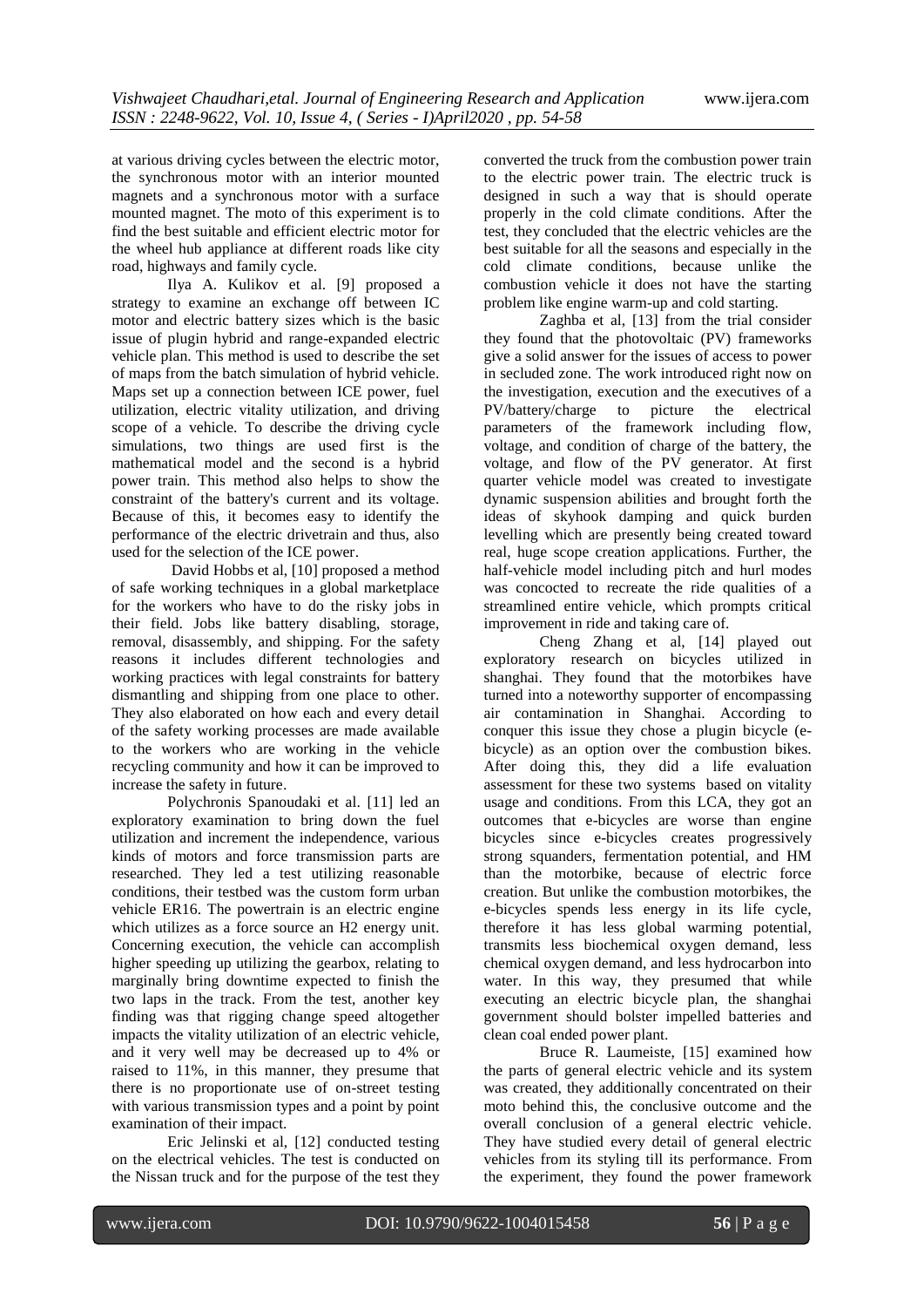at various driving cycles between the electric motor, the synchronous motor with an interior mounted magnets and a synchronous motor with a surface mounted magnet. The moto of this experiment is to find the best suitable and efficient electric motor for the wheel hub appliance at different roads like city road, highways and family cycle.

Ilya A. Kulikov et al. [9] proposed a strategy to examine an exchange off between IC motor and electric battery sizes which is the basic issue of plugin hybrid and range-expanded electric vehicle plan. This method is used to describe the set of maps from the batch simulation of hybrid vehicle. Maps set up a connection between ICE power, fuel utilization, electric vitality utilization, and driving scope of a vehicle. To describe the driving cycle simulations, two things are used first is the mathematical model and the second is a hybrid power train. This method also helps to show the constraint of the battery's current and its voltage. Because of this, it becomes easy to identify the performance of the electric drivetrain and thus, also used for the selection of the ICE power.

David Hobbs et al, [10] proposed a method of safe working techniques in a global marketplace for the workers who have to do the risky jobs in their field. Jobs like battery disabling, storage, removal, disassembly, and shipping. For the safety reasons it includes different technologies and working practices with legal constraints for battery dismantling and shipping from one place to other. They also elaborated on how each and every detail of the safety working processes are made available to the workers who are working in the vehicle recycling community and how it can be improved to increase the safety in future.

Polychronis Spanoudaki et al. [11] led an exploratory examination to bring down the fuel utilization and increment the independence, various kinds of motors and force transmission parts are researched. They led a test utilizing reasonable conditions, their testbed was the custom form urban vehicle ER16. The powertrain is an electric engine which utilizes as a force source an H2 energy unit. Concerning execution, the vehicle can accomplish higher speeding up utilizing the gearbox, relating to marginally bring downtime expected to finish the two laps in the track. From the test, another key finding was that rigging change speed altogether impacts the vitality utilization of an electric vehicle, and it very well may be decreased up to 4% or raised to 11%, in this manner, they presume that there is no proportionate use of on-street testing with various transmission types and a point by point examination of their impact.

Eric Jelinski et al, [12] conducted testing on the electrical vehicles. The test is conducted on the Nissan truck and for the purpose of the test they converted the truck from the combustion power train to the electric power train. The electric truck is designed in such a way that is should operate properly in the cold climate conditions. After the test, they concluded that the electric vehicles are the best suitable for all the seasons and especially in the cold climate conditions, because unlike the combustion vehicle it does not have the starting problem like engine warm-up and cold starting.

Zaghba et al, [13] from the trial consider they found that the photovoltaic (PV) frameworks give a solid answer for the issues of access to power in secluded zone. The work introduced right now on the investigation, execution and the executives of a PV/battery/charge to picture the electrical parameters of the framework including flow, voltage, and condition of charge of the battery, the voltage, and flow of the PV generator. At first quarter vehicle model was created to investigate dynamic suspension abilities and brought forth the ideas of skyhook damping and quick burden levelling which are presently being created toward real, huge scope creation applications. Further, the half-vehicle model including pitch and hurl modes was concocted to recreate the ride qualities of a streamlined entire vehicle, which prompts critical improvement in ride and taking care of.

Cheng Zhang et al, [14] played out exploratory research on bicycles utilized in shanghai. They found that the motorbikes have turned into a noteworthy supporter of encompassing air contamination in Shanghai. According to conquer this issue they chose a plugin bicycle (e-bicycle) as an option over the combustion bikes. After doing this, they did a life evaluation assessment for these two systems based on vitality usage and conditions. From this LCA, they got an outcomes that e-bicycles are worse than engine bicycles since e-bicycles creates progressively strong squanders, fermentation potential, and HM than the motorbike, because of electric force creation. But unlike the combustion motorbikes, the e-bicycles spends less energy in its life cycle, therefore it has less global warming potential, transmits less biochemical oxygen demand, less chemical oxygen demand, and less hydrocarbon into water. In this way, they presumed that while executing an electric bicycle plan, the shanghai government should bolster impelled batteries and clean coal ended power plant.

Bruce R. Laumeiste, [15] examined how the parts of general electric vehicle and its system was created, they additionally concentrated on their moto behind this, the conclusive outcome and the overall conclusion of a general electric vehicle. They have studied every detail of general electric vehicles from its styling till its performance. From the experiment, they found the power framework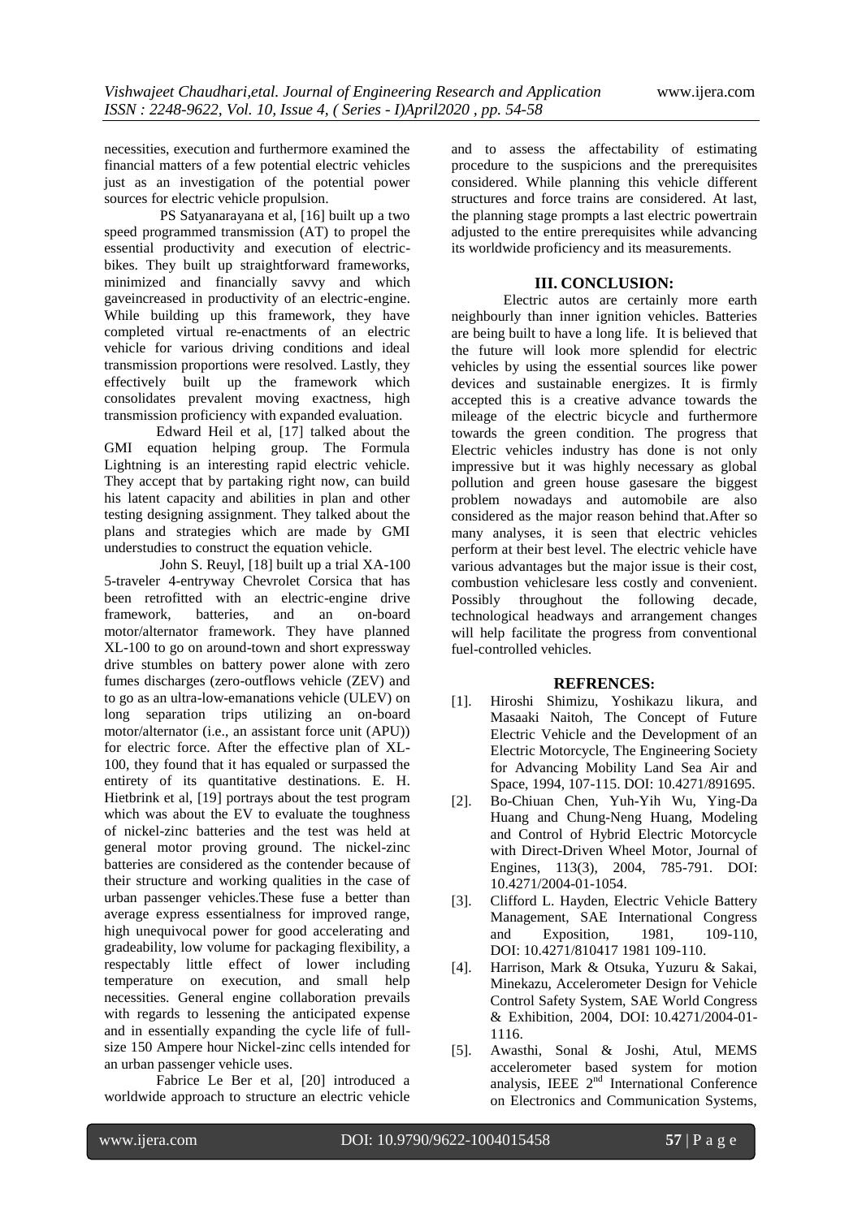necessities, execution and furthermore examined the financial matters of a few potential electric vehicles just as an investigation of the potential power sources for electric vehicle propulsion.

PS Satyanarayana et al, [16] built up a two speed programmed transmission (AT) to propel the essential productivity and execution of electric-bikes. They built up straightforward frameworks, minimized and financially savvy and which gaveincreased in productivity of an electric-engine. While building up this framework, they have completed virtual re-enactments of an electric vehicle for various driving conditions and ideal transmission proportions were resolved. Lastly, they effectively built up the framework which consolidates prevalent moving exactness, high transmission proficiency with expanded evaluation.

Edward Heil et al, [17] talked about the GMI equation helping group. The Formula Lightning is an interesting rapid electric vehicle. They accept that by partaking right now, can build his latent capacity and abilities in plan and other testing designing assignment. They talked about the plans and strategies which are made by GMI understudies to construct the equation vehicle.

John S. Reuyl, [18] built up a trial XA-100 5-traveler 4-entryway Chevrolet Corsica that has been retrofitted with an electric-engine drive framework, batteries, and an on-board motor/alternator framework. They have planned XL-100 to go on around-town and short expressway drive stumbles on battery power alone with zero fumes discharges (zero-outflows vehicle (ZEV) and to go as an ultra-low-emanations vehicle (ULEV) on long separation trips utilizing an on-board motor/alternator (i.e., an assistant force unit (APU)) for electric force. After the effective plan of XL-100, they found that it has equaled or surpassed the entirety of its quantitative destinations. E. H. Hietbrink et al, [19] portrays about the test program which was about the EV to evaluate the toughness of nickel-zinc batteries and the test was held at general motor proving ground. The nickel-zinc batteries are considered as the contender because of their structure and working qualities in the case of urban passenger vehicles.These fuse a better than average express essentialness for improved range, high unequivocal power for good accelerating and gradeability, low volume for packaging flexibility, a respectably little effect of lower including temperature on execution, and small help necessities. General engine collaboration prevails with regards to lessening the anticipated expense and in essentially expanding the cycle life of full-size 150 Ampere hour Nickel-zinc cells intended for an urban passenger vehicle uses.

Fabrice Le Ber et al, [20] introduced a worldwide approach to structure an electric vehicle and to assess the affectability of estimating procedure to the suspicions and the prerequisites considered. While planning this vehicle different structures and force trains are considered. At last, the planning stage prompts a last electric powertrain adjusted to the entire prerequisites while advancing its worldwide proficiency and its measurements.

## III. CONCLUSION:

Electric autos are certainly more earth neighbourly than inner ignition vehicles. Batteries are being built to have a long life. It is believed that the future will look more splendid for electric vehicles by using the essential sources like power devices and sustainable energizes. It is firmly accepted this is a creative advance towards the mileage of the electric bicycle and furthermore towards the green condition. The progress that Electric vehicles industry has done is not only impressive but it was highly necessary as global pollution and green house gasesare the biggest problem nowadays and automobile are also considered as the major reason behind that.After so many analyses, it is seen that electric vehicles perform at their best level. The electric vehicle have various advantages but the major issue is their cost, combustion vehiclesare less costly and convenient. Possibly throughout the following decade, technological headways and arrangement changes will help facilitate the progress from conventional fuel-controlled vehicles.

## REFRENCES:

[1]. Hiroshi Shimizu, Yoshikazu likura, and Masaaki Naitoh, The Concept of Future Electric Vehicle and the Development of an Electric Motorcycle, The Engineering Society for Advancing Mobility Land Sea Air and Space, 1994, 107-115. DOI: 10.4271/891695.

[2]. Bo-Chiuan Chen, Yuh-Yih Wu, Ying-Da Huang and Chung-Neng Huang, Modeling and Control of Hybrid Electric Motorcycle with Direct-Driven Wheel Motor, Journal of Engines, 113(3), 2004, 785-791. DOI: 10.4271/2004-01-1054.

[3]. Clifford L. Hayden, Electric Vehicle Battery Management, SAE International Congress and Exposition, 1981, 109-110, DOI: 10.4271/810417 1981 109-110.

[4]. Harrison, Mark & Otsuka, Yuzuru & Sakai, Minekazu, Accelerometer Design for Vehicle Control Safety System, SAE World Congress & Exhibition, 2004, DOI: 10.4271/2004-01-1116.

[5]. Awasthi, Sonal & Joshi, Atul, MEMS accelerometer based system for motion analysis, IEEE 2nd International Conference on Electronics and Communication Systems,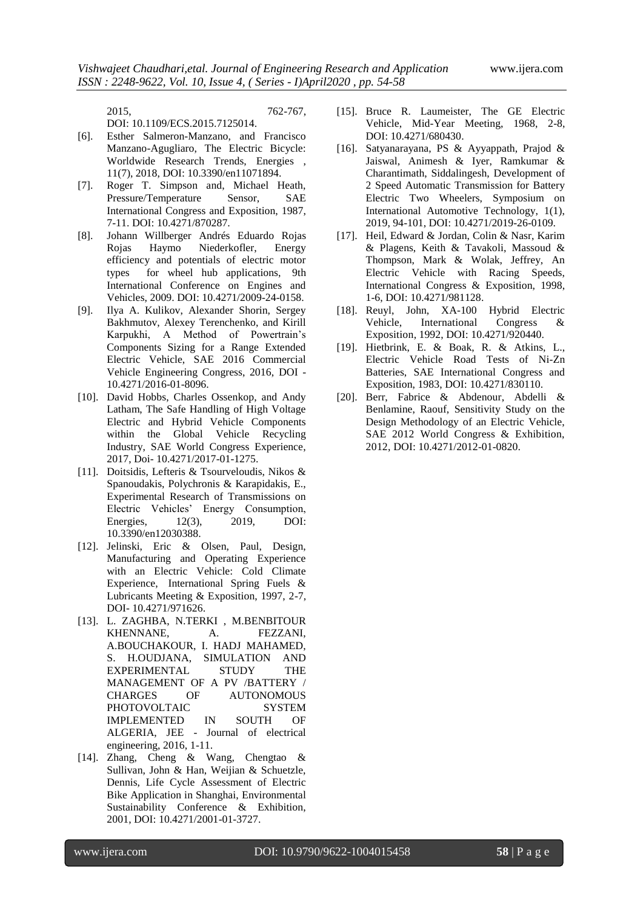2015, 762-767, DOI: 10.1109/ECS.2015.7125014.

[6]. Esther Salmeron-Manzano, and Francisco Manzano-Agugliaro, The Electric Bicycle: Worldwide Research Trends, Energies , 11(7), 2018, DOI: 10.3390/en11071894.

[7]. Roger T. Simpson and, Michael Heath, Pressure/Temperature Sensor, SAE International Congress and Exposition, 1987, 7-11. DOI: 10.4271/870287.

[8]. Johann Willberger Andrés Eduardo Rojas Rojas Haymo Niederkofler, Energy efficiency and potentials of electric motor types for wheel hub applications, 9th International Conference on Engines and Vehicles, 2009. DOI: 10.4271/2009-24-0158.

[9]. Ilya A. Kulikov, Alexander Shorin, Sergey Bakhmutov, Alexey Terenchenko, and Kirill Karpukhi, A Method of Powertrain's Components Sizing for a Range Extended Electric Vehicle, SAE 2016 Commercial Vehicle Engineering Congress, 2016, DOI - 10.4271/2016-01-8096.

[10]. David Hobbs, Charles Ossenkop, and Andy Latham, The Safe Handling of High Voltage Electric and Hybrid Vehicle Components within the Global Vehicle Recycling Industry, SAE World Congress Experience, 2017, Doi- 10.4271/2017-01-1275.

[11]. Doitsidis, Lefteris & Tsourveloudis, Nikos & Spanoudakis, Polychronis & Karapidakis, E., Experimental Research of Transmissions on Electric Vehicles' Energy Consumption, Energies, 12(3), 2019, DOI: 10.3390/en12030388.

[12]. Jelinski, Eric & Olsen, Paul, Design, Manufacturing and Operating Experience with an Electric Vehicle: Cold Climate Experience, International Spring Fuels & Lubricants Meeting & Exposition, 1997, 2-7, DOI- 10.4271/971626.

[13]. L. ZAGHBA, N.TERKI , M.BENBITOUR KHENNANE, A. FEZZANI, A.BOUCHAKOUR, I. HADJ MAHAMED, S. H.OUDJANA, SIMULATION AND EXPERIMENTAL STUDY THE MANAGEMENT OF A PV /BATTERY / CHARGES OF AUTONOMOUS PHOTOVOLTAIC SYSTEM IMPLEMENTED IN SOUTH OF ALGERIA, JEE - Journal of electrical engineering, 2016, 1-11.

[14]. Zhang, Cheng & Wang, Chengtao & Sullivan, John & Han, Weijian & Schuetzle, Dennis, Life Cycle Assessment of Electric Bike Application in Shanghai, Environmental Sustainability Conference & Exhibition, 2001, DOI: 10.4271/2001-01-3727.

[15]. Bruce R. Laumeister, The GE Electric Vehicle, Mid-Year Meeting, 1968, 2-8, DOI: 10.4271/680430.

[16]. Satyanarayana, PS & Ayyappath, Prajod & Jaiswal, Animesh & Iyer, Ramkumar & Charantimath, Siddalingesh, Development of 2 Speed Automatic Transmission for Battery Electric Two Wheelers, Symposium on International Automotive Technology, 1(1), 2019, 94-101, DOI: 10.4271/2019-26-0109.

[17]. Heil, Edward & Jordan, Colin & Nasr, Karim & Plagens, Keith & Tavakoli, Massoud & Thompson, Mark & Wolak, Jeffrey, An Electric Vehicle with Racing Speeds, International Congress & Exposition, 1998, 1-6, DOI: 10.4271/981128.

[18]. Reuyl, John, XA-100 Hybrid Electric Vehicle, International Congress & Exposition, 1992, DOI: 10.4271/920440.

[19]. Hietbrink, E. & Boak, R. & Atkins, L., Electric Vehicle Road Tests of Ni-Zn Batteries, SAE International Congress and Exposition, 1983, DOI: 10.4271/830110.

[20]. Berr, Fabrice & Abdenour, Abdelli & Benlamine, Raouf, Sensitivity Study on the Design Methodology of an Electric Vehicle, SAE 2012 World Congress & Exhibition, 2012, DOI: 10.4271/2012-01-0820.